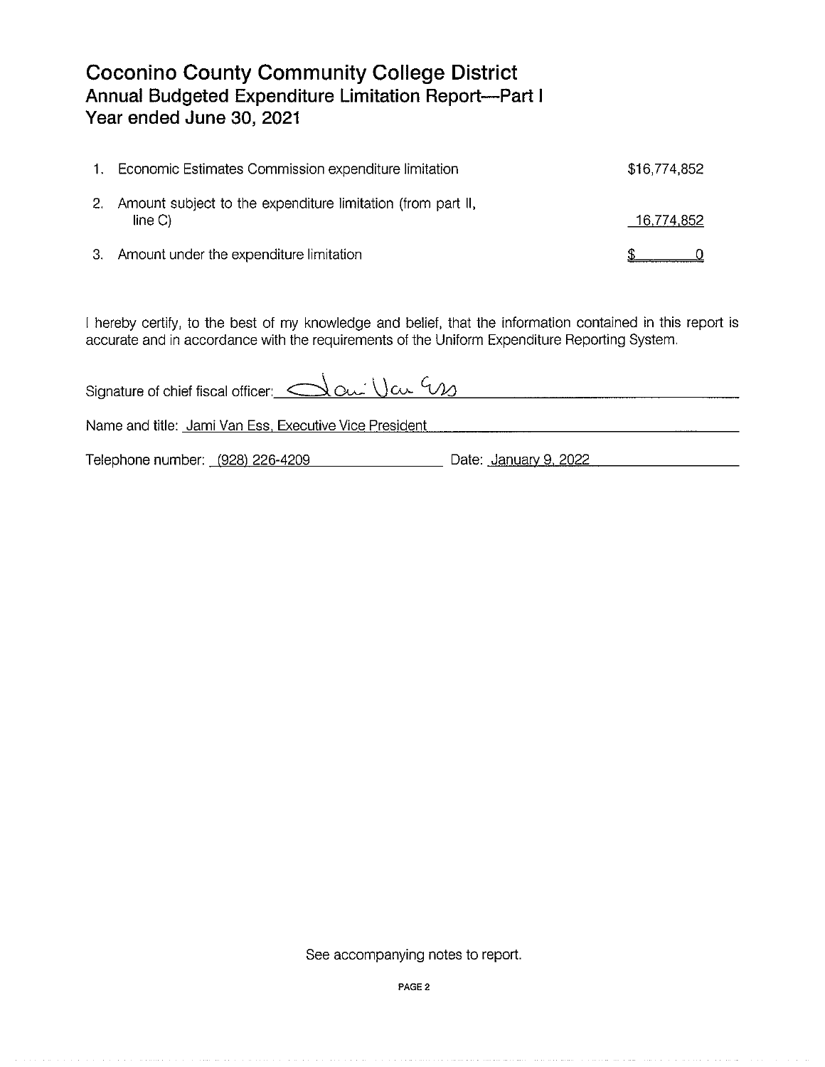# Coconino County Community College District
## Annual Budgeted Expenditure Limitation Report—Part I
## Year ended June 30, 2021

| | | |
|---|---|---|
| 1. | Economic Estimates Commission expenditure limitation | $16,774,852 |
| 2. | Amount subject to the expenditure limitation (from part II, line C) | 16,774,852 |
| 3. | Amount under the expenditure limitation | $ 0 |

I hereby certify, to the best of my knowledge and belief, that the information contained in this report is accurate and in accordance with the requirements of the Uniform Expenditure Reporting System.

Signature of chief fiscal officer: Jami Van Ess

Name and title: Jami Van Ess, Executive Vice President

Telephone number: (928) 226-4209 Date: January 9, 2022

See accompanying notes to report.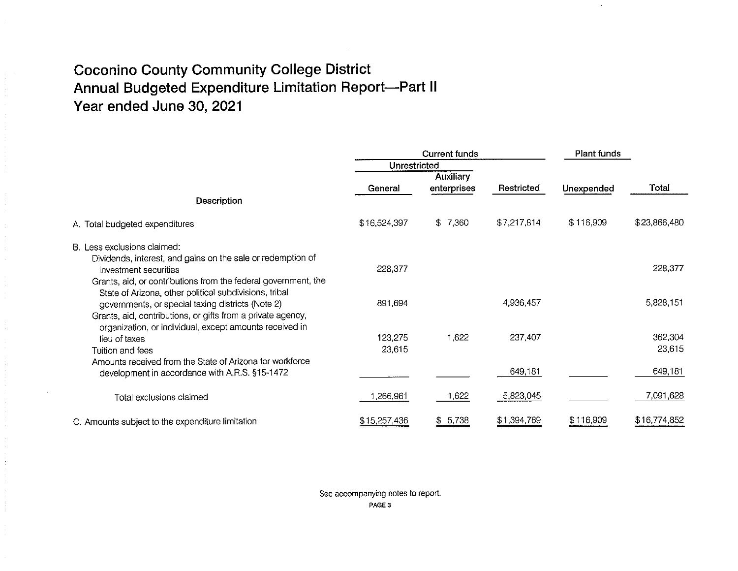# Coconino County Community College District
# Annual Budgeted Expenditure Limitation Report—Part II
# Year ended June 30, 2021

| | Current funds | | | Plant funds | |
|---|---|---|---|---|---|
| | Unrestricted | | | | |
| Description | General | Auxiliary enterprises | Restricted | Unexpended | Total |
| A. Total budgeted expenditures | $16,524,397 | $ 7,360 | $7,217,814 | $116,909 | $23,866,480 |
| B. Less exclusions claimed: | | | | | |
| Dividends, interest, and gains on the sale or redemption of investment securities | 228,377 | | | | 228,377 |
| Grants, aid, or contributions from the federal government, the State of Arizona, other political subdivisions, tribal governments, or special taxing districts (Note 2) | 891,694 | | 4,936,457 | | 5,828,151 |
| Grants, aid, contributions, or gifts from a private agency, organization, or individual, except amounts received in lieu of taxes | 123,275 | 1,622 | 237,407 | | 362,304 |
| Tuition and fees | 23,615 | | | | 23,615 |
| Amounts received from the State of Arizona for workforce development in accordance with A.R.S. §15-1472 | | | 649,181 | | 649,181 |
| Total exclusions claimed | 1,266,961 | 1,622 | 5,823,045 | | 7,091,628 |
| C. Amounts subject to the expenditure limitation | $15,257,436 | $ 5,738 | $1,394,769 | $116,909 | $16,774,852 |

See accompanying notes to report.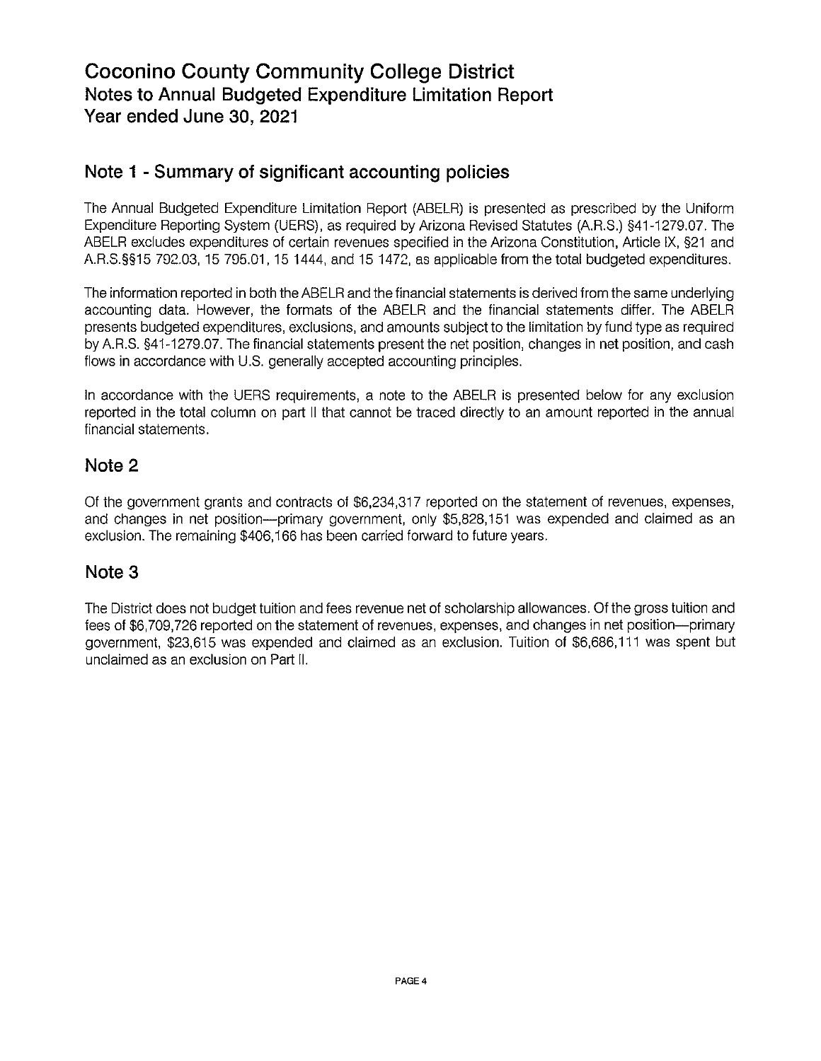# Coconino County Community College District
## Notes to Annual Budgeted Expenditure Limitation Report
## Year ended June 30, 2021

## Note 1 - Summary of significant accounting policies

The Annual Budgeted Expenditure Limitation Report (ABELR) is presented as prescribed by the Uniform Expenditure Reporting System (UERS), as required by Arizona Revised Statutes (A.R.S.) §41-1279.07. The ABELR excludes expenditures of certain revenues specified in the Arizona Constitution, Article IX, §21 and A.R.S.§§15 792.03, 15 795.01, 15 1444, and 15 1472, as applicable from the total budgeted expenditures.

The information reported in both the ABELR and the financial statements is derived from the same underlying accounting data. However, the formats of the ABELR and the financial statements differ. The ABELR presents budgeted expenditures, exclusions, and amounts subject to the limitation by fund type as required by A.R.S. §41-1279.07. The financial statements present the net position, changes in net position, and cash flows in accordance with U.S. generally accepted accounting principles.

In accordance with the UERS requirements, a note to the ABELR is presented below for any exclusion reported in the total column on part II that cannot be traced directly to an amount reported in the annual financial statements.

## Note 2

Of the government grants and contracts of $6,234,317 reported on the statement of revenues, expenses, and changes in net position—primary government, only $5,828,151 was expended and claimed as an exclusion. The remaining $406,166 has been carried forward to future years.

## Note 3

The District does not budget tuition and fees revenue net of scholarship allowances. Of the gross tuition and fees of $6,709,726 reported on the statement of revenues, expenses, and changes in net position—primary government, $23,615 was expended and claimed as an exclusion. Tuition of $6,686,111 was spent but unclaimed as an exclusion on Part II.